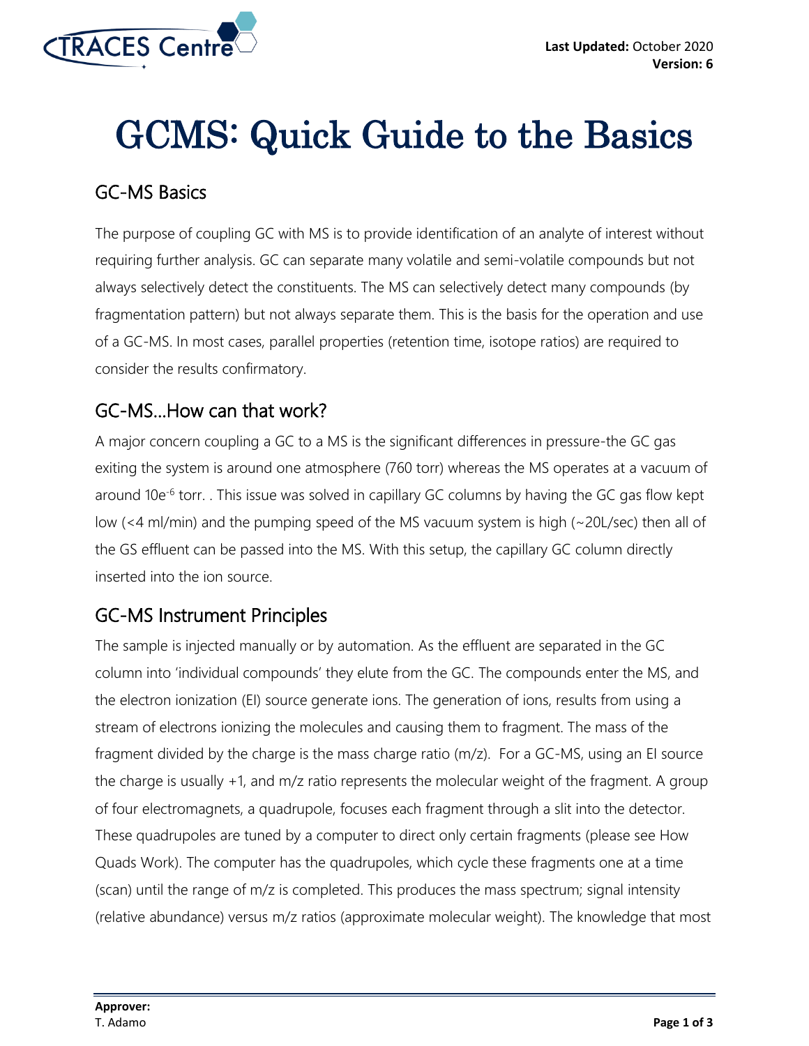# GCMS: Quick Guide to the Basics

## GC-MS Basics

The purpose of coupling GC with MS is to provide identification of an analyte of interest without requiring further analysis. GC can separate many volatile and semi-volatile compounds but not always selectively detect the constituents. The MS can selectively detect many compounds (by fragmentation pattern) but not always separate them. This is the basis for the operation and use of a GC-MS. In most cases, parallel properties (retention time, isotope ratios) are required to consider the results confirmatory.

## GC-MS…How can that work?

A major concern coupling a GC to a MS is the significant differences in pressure-the GC gas exiting the system is around one atmosphere (760 torr) whereas the MS operates at a vacuum of around $10e^{-6}$ torr. . This issue was solved in capillary GC columns by having the GC gas flow kept low (<4 ml/min) and the pumping speed of the MS vacuum system is high (~20L/sec) then all of the GS effluent can be passed into the MS. With this setup, the capillary GC column directly inserted into the ion source.

## GC-MS Instrument Principles

The sample is injected manually or by automation. As the effluent are separated in the GC column into 'individual compounds' they elute from the GC. The compounds enter the MS, and the electron ionization (EI) source generate ions. The generation of ions, results from using a stream of electrons ionizing the molecules and causing them to fragment. The mass of the fragment divided by the charge is the mass charge ratio (m/z). For a GC-MS, using an EI source the charge is usually +1, and m/z ratio represents the molecular weight of the fragment. A group of four electromagnets, a quadrupole, focuses each fragment through a slit into the detector. These quadrupoles are tuned by a computer to direct only certain fragments (please see How Quads Work). The computer has the quadrupoles, which cycle these fragments one at a time (scan) until the range of m/z is completed. This produces the mass spectrum; signal intensity (relative abundance) versus m/z ratios (approximate molecular weight). The knowledge that most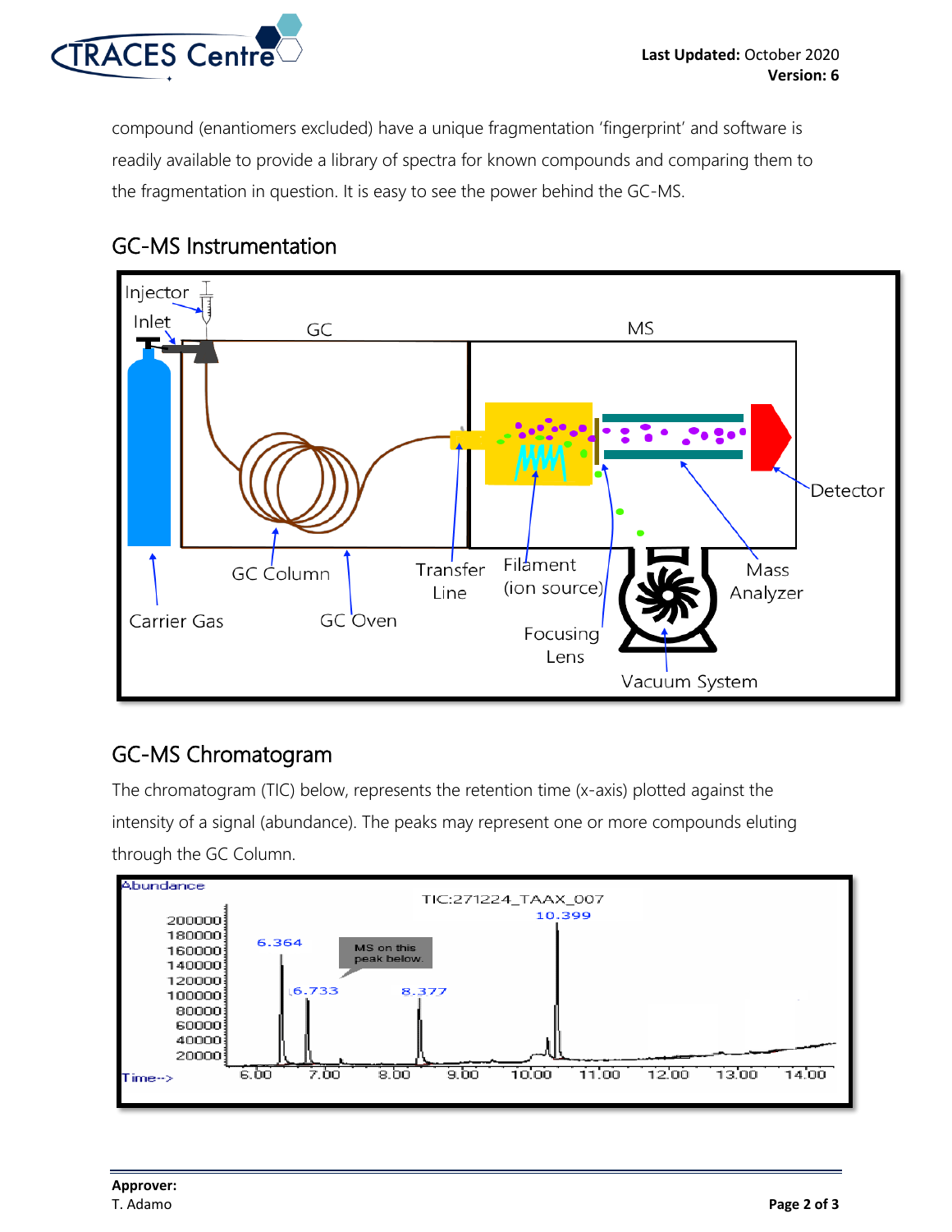compound (enantiomers excluded) have a unique fragmentation 'fingerprint' and software is readily available to provide a library of spectra for known compounds and comparing them to the fragmentation in question. It is easy to see the power behind the GC-MS.

## GC-MS Instrumentation

## GC-MS Chromatogram

The chromatogram (TIC) below, represents the retention time (x-axis) plotted against the intensity of a signal (abundance). The peaks may represent one or more compounds eluting through the GC Column.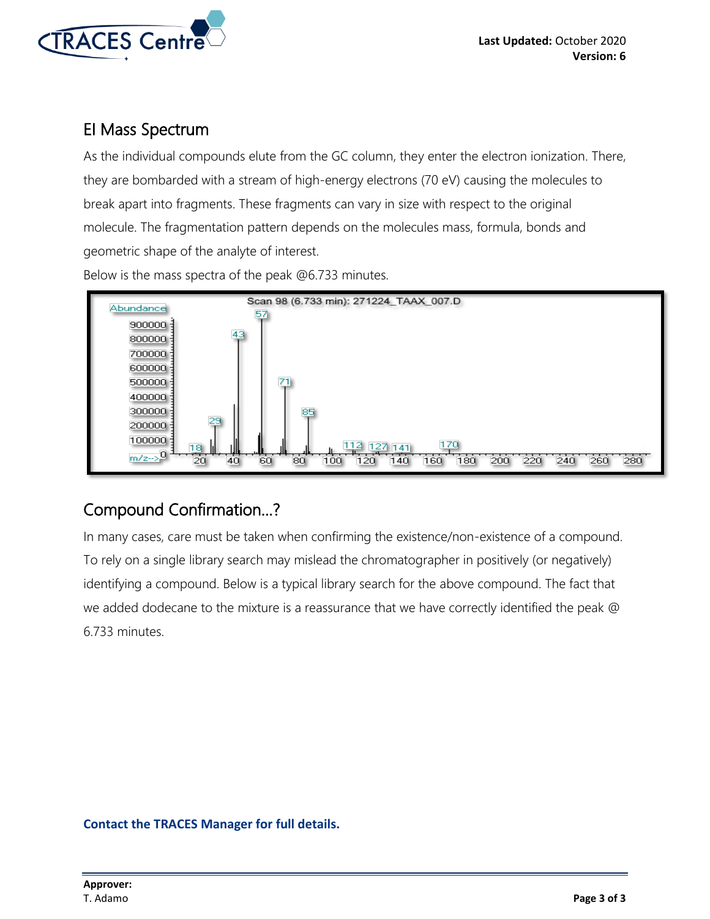## EI Mass Spectrum

As the individual compounds elute from the GC column, they enter the electron ionization. There, they are bombarded with a stream of high-energy electrons (70 eV) causing the molecules to break apart into fragments. These fragments can vary in size with respect to the original molecule. The fragmentation pattern depends on the molecules mass, formula, bonds and geometric shape of the analyte of interest.

Below is the mass spectra of the peak @6.733 minutes.

Scan 98 (6.733 min): 271224_TAAX_007.D

Abundance

900000
800000
700000
600000
500000
400000
300000
200000
100000
0

m/z-->

20 40 60 80 100 120 140 160 180 200 220 240 260 280

18 29 43 57 71 85 112 127 141 170

## Compound Confirmation...?

In many cases, care must be taken when confirming the existence/non-existence of a compound. To rely on a single library search may mislead the chromatographer in positively (or negatively) identifying a compound. Below is a typical library search for the above compound. The fact that we added dodecane to the mixture is a reassurance that we have correctly identified the peak @ 6.733 minutes.

**Contact the TRACES Manager for full details.**

**Approver:**
T. Adamo